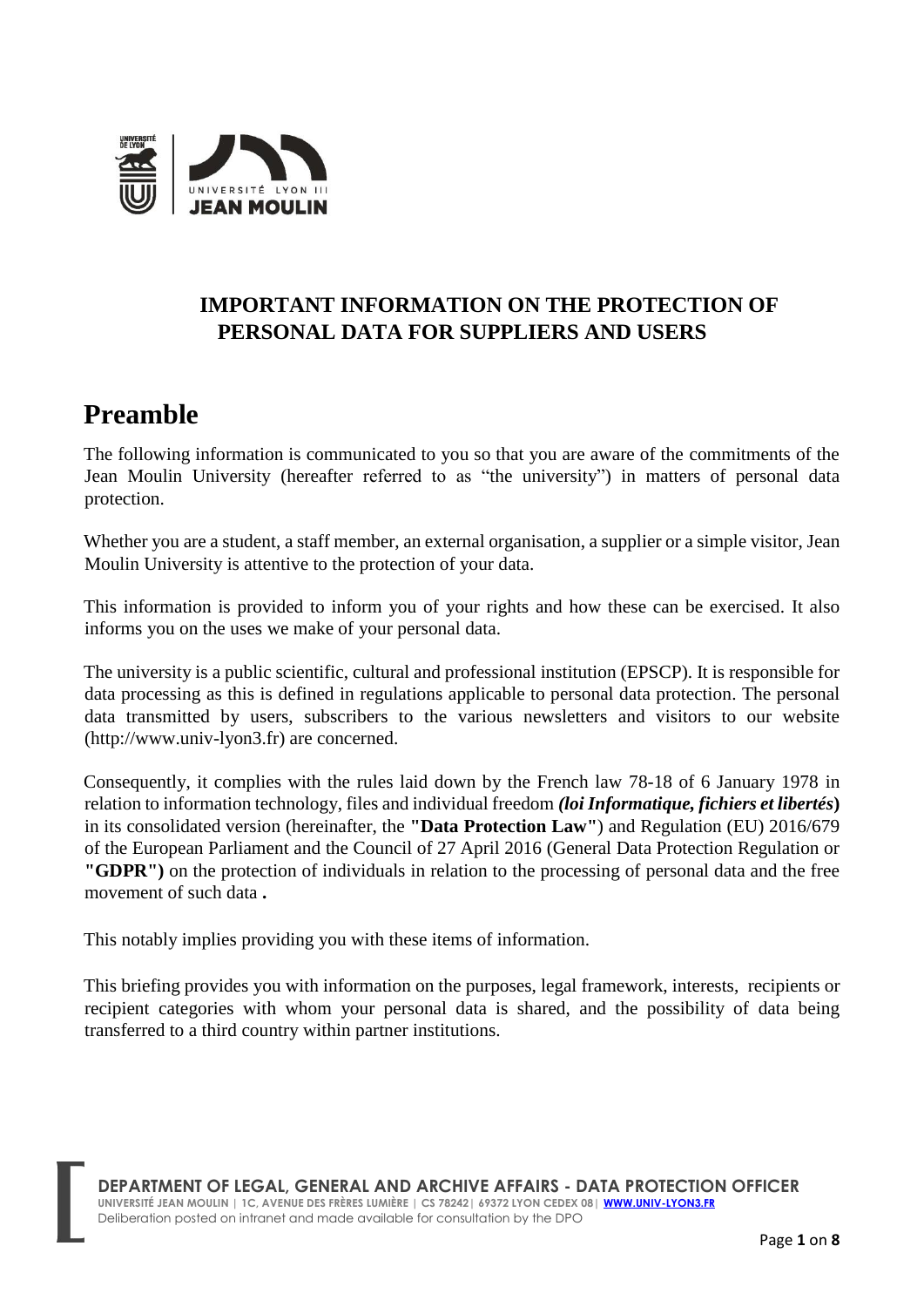# IMPORTANT INFORMATION ON THE PROTECTION OF PERSONAL DATA FOR SUPPLIERS AND USERS

## Preamble

The following information is communicated to you so that you are aware of the commitments of the Jean Moulin University (hereafter referred to as "the university") in matters of personal data protection.

Whether you are a student, a staff member, an external organisation, a supplier or a simple visitor, Jean Moulin University is attentive to the protection of your data.

This information is provided to inform you of your rights and how these can be exercised. It also informs you on the uses we make of your personal data.

The university is a public scientific, cultural and professional institution (EPSCP). It is responsible for data processing as this is defined in regulations applicable to personal data protection. The personal data transmitted by users, subscribers to the various newsletters and visitors to our website (http://www.univ-lyon3.fr) are concerned.

Consequently, it complies with the rules laid down by the French law 78-18 of 6 January 1978 in relation to information technology, files and individual freedom ***(loi Informatique, fichiers et libertés*)** in its consolidated version (hereinafter, the **"Data Protection Law"**) and Regulation (EU) 2016/679 of the European Parliament and the Council of 27 April 2016 (General Data Protection Regulation or **"GDPR")** on the protection of individuals in relation to the processing of personal data and the free movement of such data **.**

This notably implies providing you with these items of information.

This briefing provides you with information on the purposes, legal framework, interests, recipients or recipient categories with whom your personal data is shared, and the possibility of data being transferred to a third country within partner institutions.

**DEPARTMENT OF LEGAL, GENERAL AND ARCHIVE AFFAIRS - DATA PROTECTION OFFICER**
UNIVERSITÉ JEAN MOULIN | 1C, AVENUE DES FRÈRES LUMIÈRE | CS 78242 | 69372 LYON CEDEX 08 | WWW.UNIV-LYON3.FR
Deliberation posted on intranet and made available for consultation by the DPO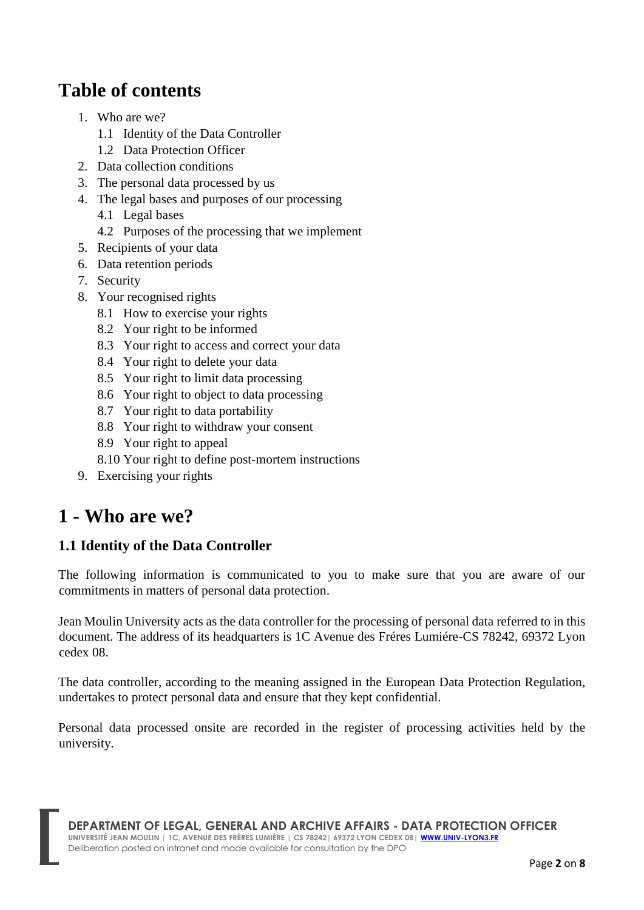# Table of contents

1. Who are we?
   - 1.1 Identity of the Data Controller
   - 1.2 Data Protection Officer
2. Data collection conditions
3. The personal data processed by us
4. The legal bases and purposes of our processing
   - 4.1 Legal bases
   - 4.2 Purposes of the processing that we implement
5. Recipients of your data
6. Data retention periods
7. Security
8. Your recognised rights
   - 8.1 How to exercise your rights
   - 8.2 Your right to be informed
   - 8.3 Your right to access and correct your data
   - 8.4 Your right to delete your data
   - 8.5 Your right to limit data processing
   - 8.6 Your right to object to data processing
   - 8.7 Your right to data portability
   - 8.8 Your right to withdraw your consent
   - 8.9 Your right to appeal
   - 8.10 Your right to define post-mortem instructions
9. Exercising your rights

# 1 - Who are we?

## 1.1 Identity of the Data Controller

The following information is communicated to you to make sure that you are aware of our commitments in matters of personal data protection.

Jean Moulin University acts as the data controller for the processing of personal data referred to in this document. The address of its headquarters is 1C Avenue des Fréres Lumiére-CS 78242, 69372 Lyon cedex 08.

The data controller, according to the meaning assigned in the European Data Protection Regulation, undertakes to protect personal data and ensure that they kept confidential.

Personal data processed onsite are recorded in the register of processing activities held by the university.

**DEPARTMENT OF LEGAL, GENERAL AND ARCHIVE AFFAIRS - DATA PROTECTION OFFICER**
UNIVERSITÉ JEAN MOULIN | 1C, AVENUE DES FRÈRES LUMIÈRE | CS 78242 | 69372 LYON CEDEX 08 | WWW.UNIV-LYON3.FR
Deliberation posted on intranet and made available for consultation by the DPO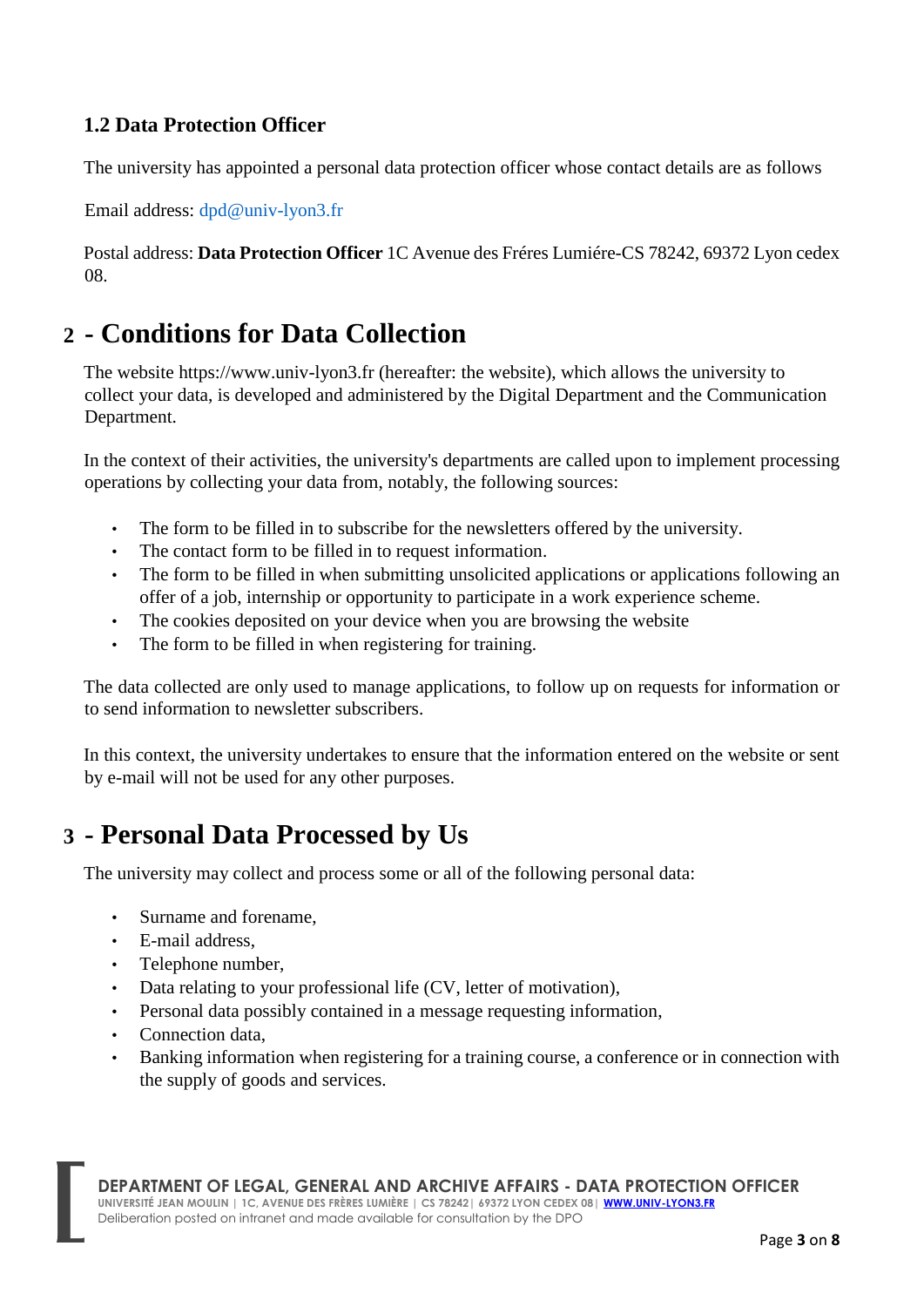### 1.2 Data Protection Officer

The university has appointed a personal data protection officer whose contact details are as follows

Email address: dpd@univ-lyon3.fr

Postal address: **Data Protection Officer** 1C Avenue des Fréres Lumiére-CS 78242, 69372 Lyon cedex 08.

## 2 - Conditions for Data Collection

The website https://www.univ-lyon3.fr (hereafter: the website), which allows the university to collect your data, is developed and administered by the Digital Department and the Communication Department.

In the context of their activities, the university's departments are called upon to implement processing operations by collecting your data from, notably, the following sources:

- The form to be filled in to subscribe for the newsletters offered by the university.
- The contact form to be filled in to request information.
- The form to be filled in when submitting unsolicited applications or applications following an offer of a job, internship or opportunity to participate in a work experience scheme.
- The cookies deposited on your device when you are browsing the website
- The form to be filled in when registering for training.

The data collected are only used to manage applications, to follow up on requests for information or to send information to newsletter subscribers.

In this context, the university undertakes to ensure that the information entered on the website or sent by e-mail will not be used for any other purposes.

## 3 - Personal Data Processed by Us

The university may collect and process some or all of the following personal data:

- Surname and forename,
- E-mail address,
- Telephone number,
- Data relating to your professional life (CV, letter of motivation),
- Personal data possibly contained in a message requesting information,
- Connection data,
- Banking information when registering for a training course, a conference or in connection with the supply of goods and services.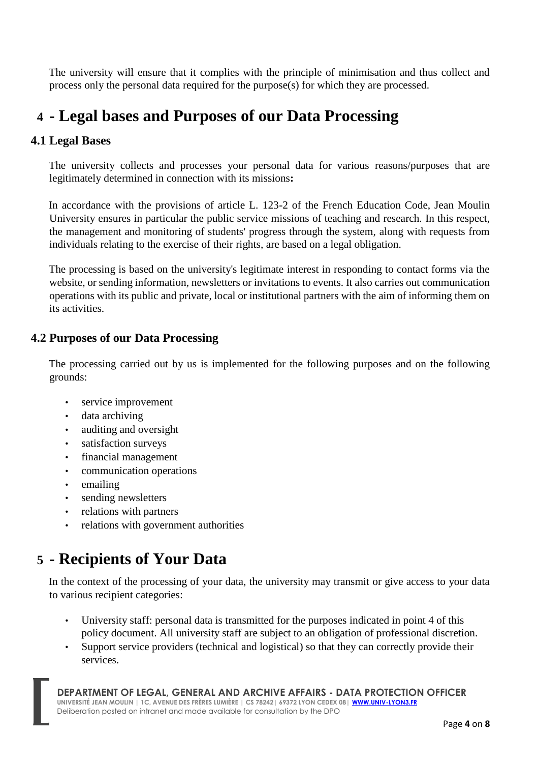The university will ensure that it complies with the principle of minimisation and thus collect and process only the personal data required for the purpose(s) for which they are processed.

# 4 - Legal bases and Purposes of our Data Processing

## 4.1 Legal Bases

The university collects and processes your personal data for various reasons/purposes that are legitimately determined in connection with its missions**:**

In accordance with the provisions of article L. 123-2 of the French Education Code, Jean Moulin University ensures in particular the public service missions of teaching and research. In this respect, the management and monitoring of students' progress through the system, along with requests from individuals relating to the exercise of their rights, are based on a legal obligation.

The processing is based on the university's legitimate interest in responding to contact forms via the website, or sending information, newsletters or invitations to events. It also carries out communication operations with its public and private, local or institutional partners with the aim of informing them on its activities.

## 4.2 Purposes of our Data Processing

The processing carried out by us is implemented for the following purposes and on the following grounds:

- service improvement
- data archiving
- auditing and oversight
- satisfaction surveys
- financial management
- communication operations
- emailing
- sending newsletters
- relations with partners
- relations with government authorities

# 5 - Recipients of Your Data

In the context of the processing of your data, the university may transmit or give access to your data to various recipient categories:

- University staff: personal data is transmitted for the purposes indicated in point 4 of this policy document. All university staff are subject to an obligation of professional discretion.
- Support service providers (technical and logistical) so that they can correctly provide their services.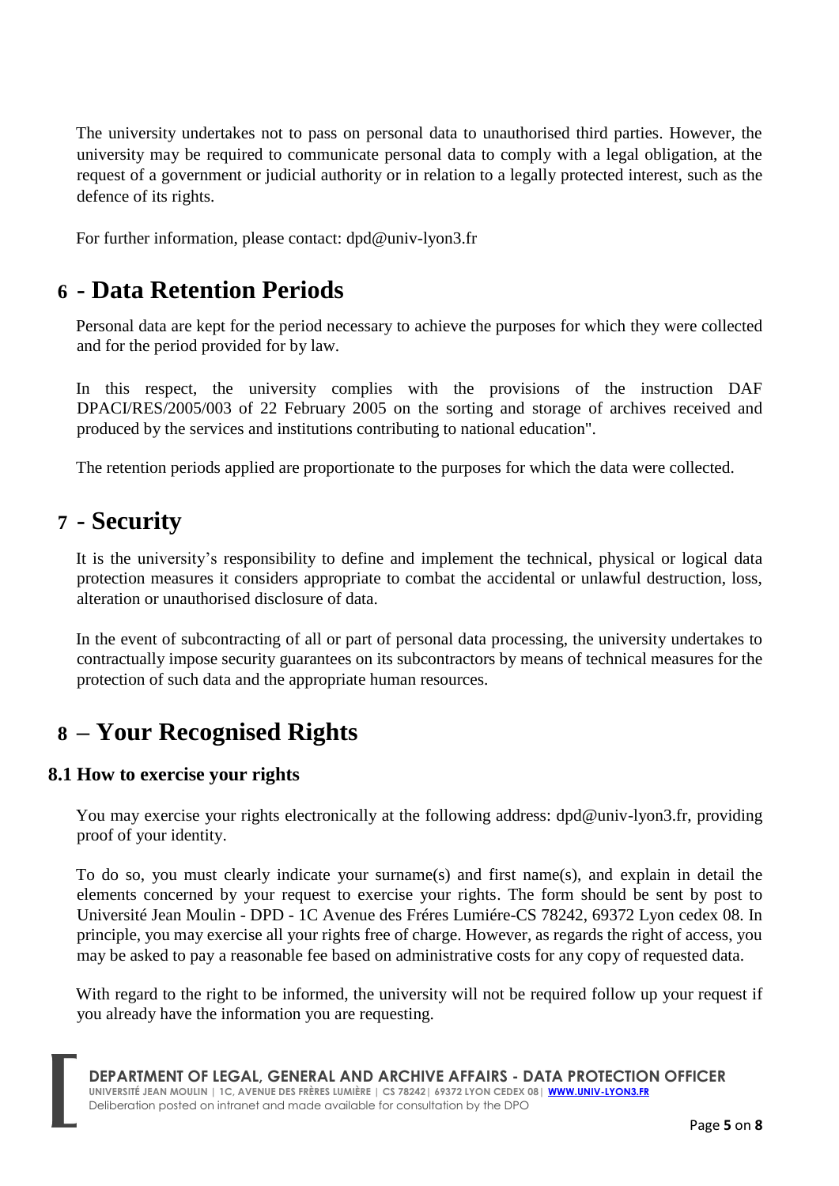The university undertakes not to pass on personal data to unauthorised third parties. However, the university may be required to communicate personal data to comply with a legal obligation, at the request of a government or judicial authority or in relation to a legally protected interest, such as the defence of its rights.

For further information, please contact: dpd@univ-lyon3.fr

# 6 - Data Retention Periods

Personal data are kept for the period necessary to achieve the purposes for which they were collected and for the period provided for by law.

In this respect, the university complies with the provisions of the instruction DAF DPACI/RES/2005/003 of 22 February 2005 on the sorting and storage of archives received and produced by the services and institutions contributing to national education".

The retention periods applied are proportionate to the purposes for which the data were collected.

# 7 - Security

It is the university's responsibility to define and implement the technical, physical or logical data protection measures it considers appropriate to combat the accidental or unlawful destruction, loss, alteration or unauthorised disclosure of data.

In the event of subcontracting of all or part of personal data processing, the university undertakes to contractually impose security guarantees on its subcontractors by means of technical measures for the protection of such data and the appropriate human resources.

# 8 – Your Recognised Rights

## 8.1 How to exercise your rights

You may exercise your rights electronically at the following address: dpd@univ-lyon3.fr, providing proof of your identity.

To do so, you must clearly indicate your surname(s) and first name(s), and explain in detail the elements concerned by your request to exercise your rights. The form should be sent by post to Université Jean Moulin - DPD - 1C Avenue des Fréres Lumiére-CS 78242, 69372 Lyon cedex 08. In principle, you may exercise all your rights free of charge. However, as regards the right of access, you may be asked to pay a reasonable fee based on administrative costs for any copy of requested data.

With regard to the right to be informed, the university will not be required follow up your request if you already have the information you are requesting.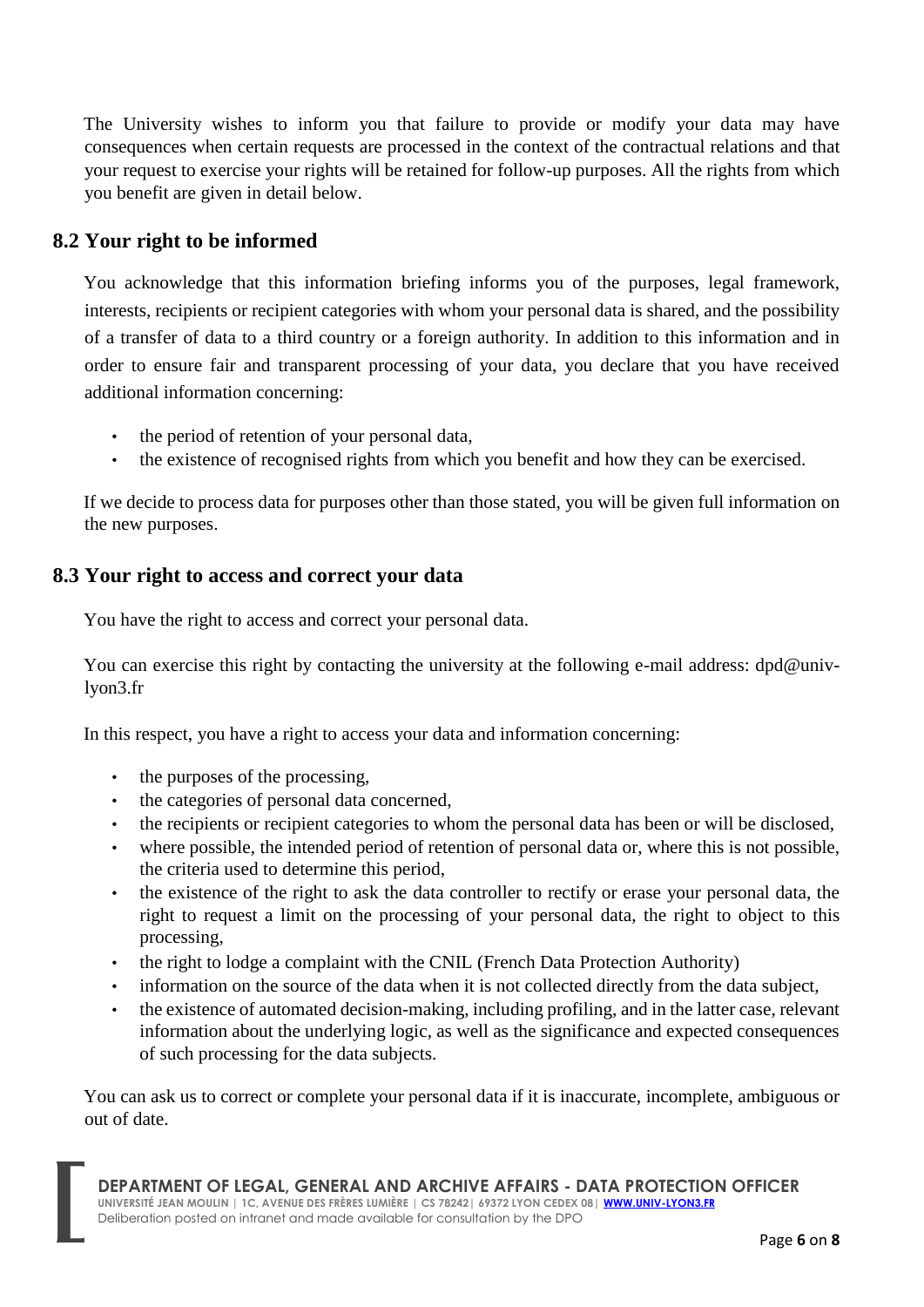The University wishes to inform you that failure to provide or modify your data may have consequences when certain requests are processed in the context of the contractual relations and that your request to exercise your rights will be retained for follow-up purposes. All the rights from which you benefit are given in detail below.

## 8.2 Your right to be informed

You acknowledge that this information briefing informs you of the purposes, legal framework, interests, recipients or recipient categories with whom your personal data is shared, and the possibility of a transfer of data to a third country or a foreign authority. In addition to this information and in order to ensure fair and transparent processing of your data, you declare that you have received additional information concerning:

- the period of retention of your personal data,
- the existence of recognised rights from which you benefit and how they can be exercised.

If we decide to process data for purposes other than those stated, you will be given full information on the new purposes.

## 8.3 Your right to access and correct your data

You have the right to access and correct your personal data.

You can exercise this right by contacting the university at the following e-mail address: dpd@univ-lyon3.fr

In this respect, you have a right to access your data and information concerning:

- the purposes of the processing,
- the categories of personal data concerned,
- the recipients or recipient categories to whom the personal data has been or will be disclosed,
- where possible, the intended period of retention of personal data or, where this is not possible, the criteria used to determine this period,
- the existence of the right to ask the data controller to rectify or erase your personal data, the right to request a limit on the processing of your personal data, the right to object to this processing,
- the right to lodge a complaint with the CNIL (French Data Protection Authority)
- information on the source of the data when it is not collected directly from the data subject,
- the existence of automated decision-making, including profiling, and in the latter case, relevant information about the underlying logic, as well as the significance and expected consequences of such processing for the data subjects.

You can ask us to correct or complete your personal data if it is inaccurate, incomplete, ambiguous or out of date.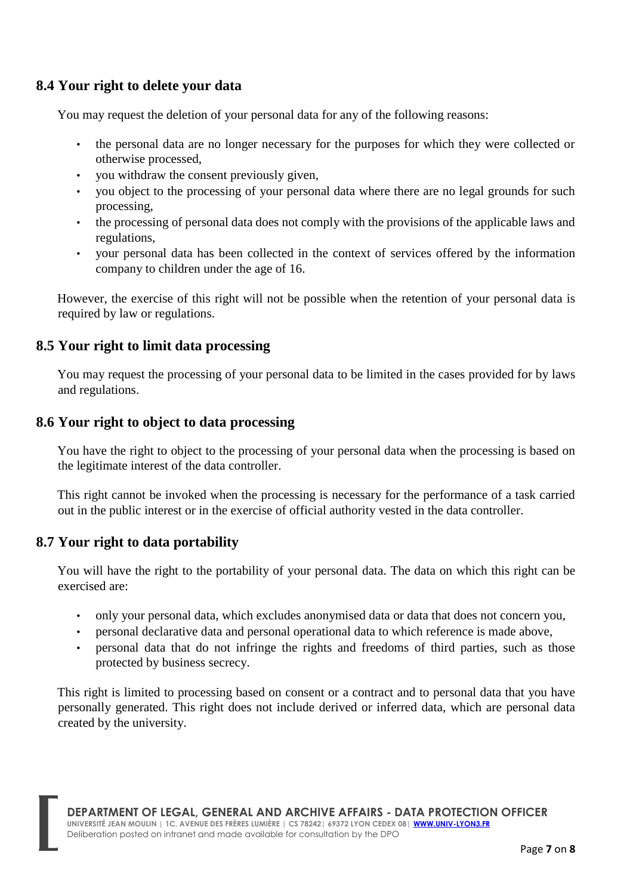## 8.4 Your right to delete your data

You may request the deletion of your personal data for any of the following reasons:

- the personal data are no longer necessary for the purposes for which they were collected or otherwise processed,
- you withdraw the consent previously given,
- you object to the processing of your personal data where there are no legal grounds for such processing,
- the processing of personal data does not comply with the provisions of the applicable laws and regulations,
- your personal data has been collected in the context of services offered by the information company to children under the age of 16.

However, the exercise of this right will not be possible when the retention of your personal data is required by law or regulations.

## 8.5 Your right to limit data processing

You may request the processing of your personal data to be limited in the cases provided for by laws and regulations.

## 8.6 Your right to object to data processing

You have the right to object to the processing of your personal data when the processing is based on the legitimate interest of the data controller.

This right cannot be invoked when the processing is necessary for the performance of a task carried out in the public interest or in the exercise of official authority vested in the data controller.

## 8.7 Your right to data portability

You will have the right to the portability of your personal data. The data on which this right can be exercised are:

- only your personal data, which excludes anonymised data or data that does not concern you,
- personal declarative data and personal operational data to which reference is made above,
- personal data that do not infringe the rights and freedoms of third parties, such as those protected by business secrecy.

This right is limited to processing based on consent or a contract and to personal data that you have personally generated. This right does not include derived or inferred data, which are personal data created by the university.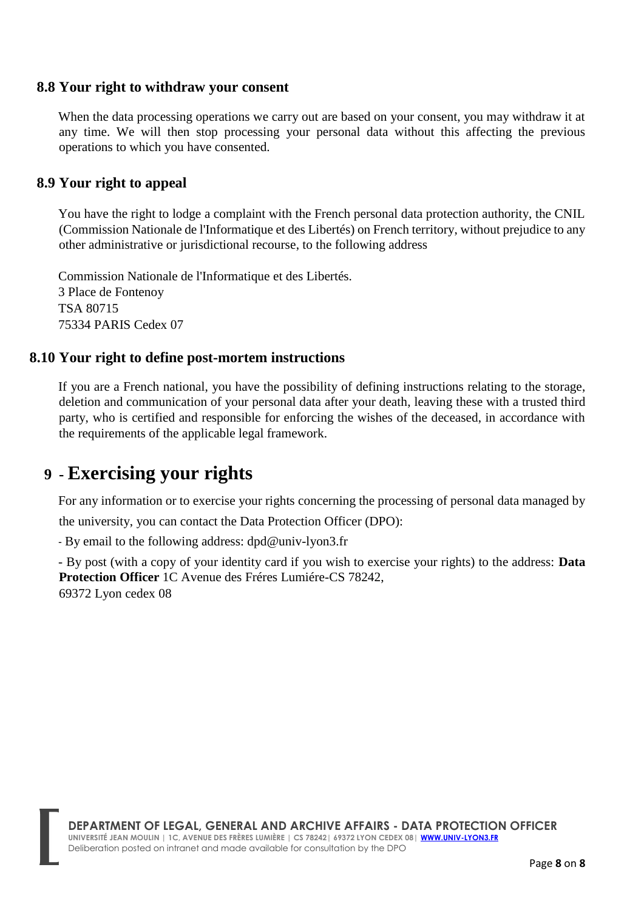### 8.8 Your right to withdraw your consent

When the data processing operations we carry out are based on your consent, you may withdraw it at any time. We will then stop processing your personal data without this affecting the previous operations to which you have consented.

### 8.9 Your right to appeal

You have the right to lodge a complaint with the French personal data protection authority, the CNIL (Commission Nationale de l'Informatique et des Libertés) on French territory, without prejudice to any other administrative or jurisdictional recourse, to the following address

Commission Nationale de l'Informatique et des Libertés.
3 Place de Fontenoy
TSA 80715
75334 PARIS Cedex 07

### 8.10 Your right to define post-mortem instructions

If you are a French national, you have the possibility of defining instructions relating to the storage, deletion and communication of your personal data after your death, leaving these with a trusted third party, who is certified and responsible for enforcing the wishes of the deceased, in accordance with the requirements of the applicable legal framework.

## 9 - Exercising your rights

For any information or to exercise your rights concerning the processing of personal data managed by the university, you can contact the Data Protection Officer (DPO):

- By email to the following address: dpd@univ-lyon3.fr

- By post (with a copy of your identity card if you wish to exercise your rights) to the address: **Data Protection Officer** 1C Avenue des Fréres Lumiére-CS 78242,
69372 Lyon cedex 08

**DEPARTMENT OF LEGAL, GENERAL AND ARCHIVE AFFAIRS - DATA PROTECTION OFFICER**
UNIVERSITÉ JEAN MOULIN | 1C, AVENUE DES FRÈRES LUMIÈRE | CS 78242 | 69372 LYON CEDEX 08 | WWW.UNIV-LYON3.FR
Deliberation posted on intranet and made available for consultation by the DPO